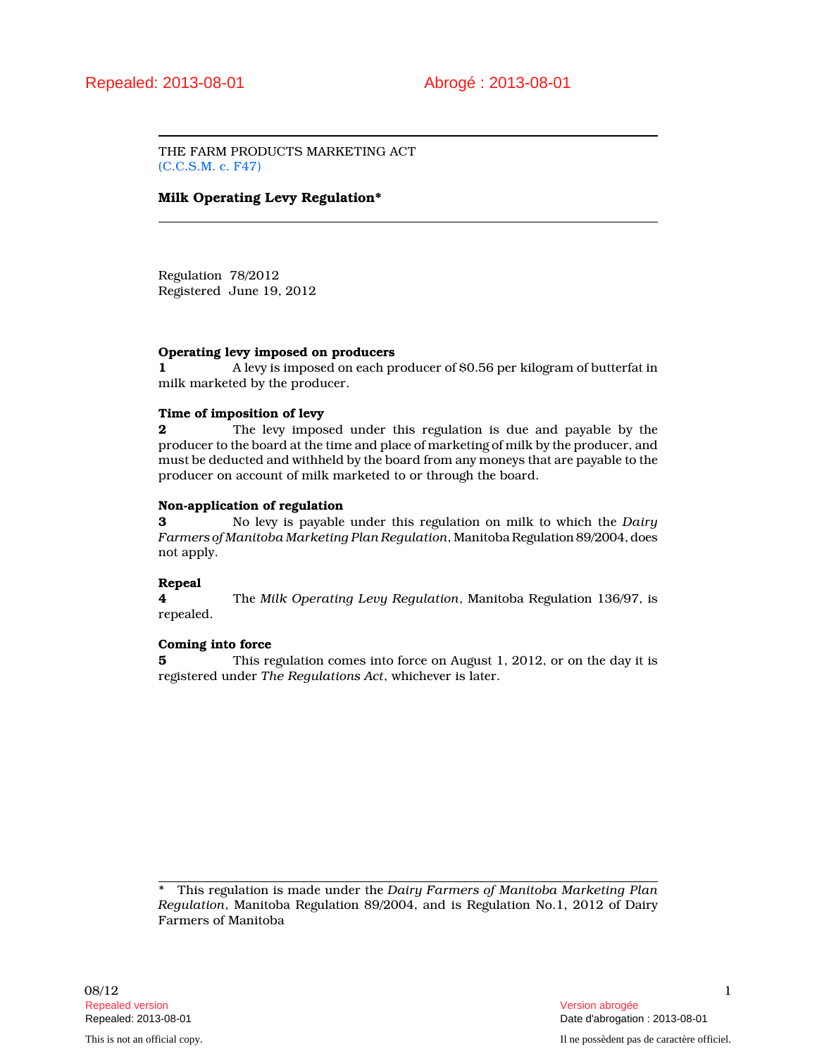Repealed: 2013-08-01 Abrogé : 2013-08-01

THE FARM PRODUCTS MARKETING ACT
(C.C.S.M. c. F47)

# Milk Operating Levy Regulation*

Regulation 78/2012
Registered June 19, 2012

**Operating levy imposed on producers**

**1** A levy is imposed on each producer of $0.56 per kilogram of butterfat in milk marketed by the producer.

**Time of imposition of levy**

**2** The levy imposed under this regulation is due and payable by the producer to the board at the time and place of marketing of milk by the producer, and must be deducted and withheld by the board from any moneys that are payable to the producer on account of milk marketed to or through the board.

**Non-application of regulation**

**3** No levy is payable under this regulation on milk to which the *Dairy Farmers of Manitoba Marketing Plan Regulation*, Manitoba Regulation 89/2004, does not apply.

**Repeal**

**4** The *Milk Operating Levy Regulation*, Manitoba Regulation 136/97, is repealed.

**Coming into force**

**5** This regulation comes into force on August 1, 2012, or on the day it is registered under *The Regulations Act*, whichever is later.

\* This regulation is made under the *Dairy Farmers of Manitoba Marketing Plan Regulation*, Manitoba Regulation 89/2004, and is Regulation No.1, 2012 of Dairy Farmers of Manitoba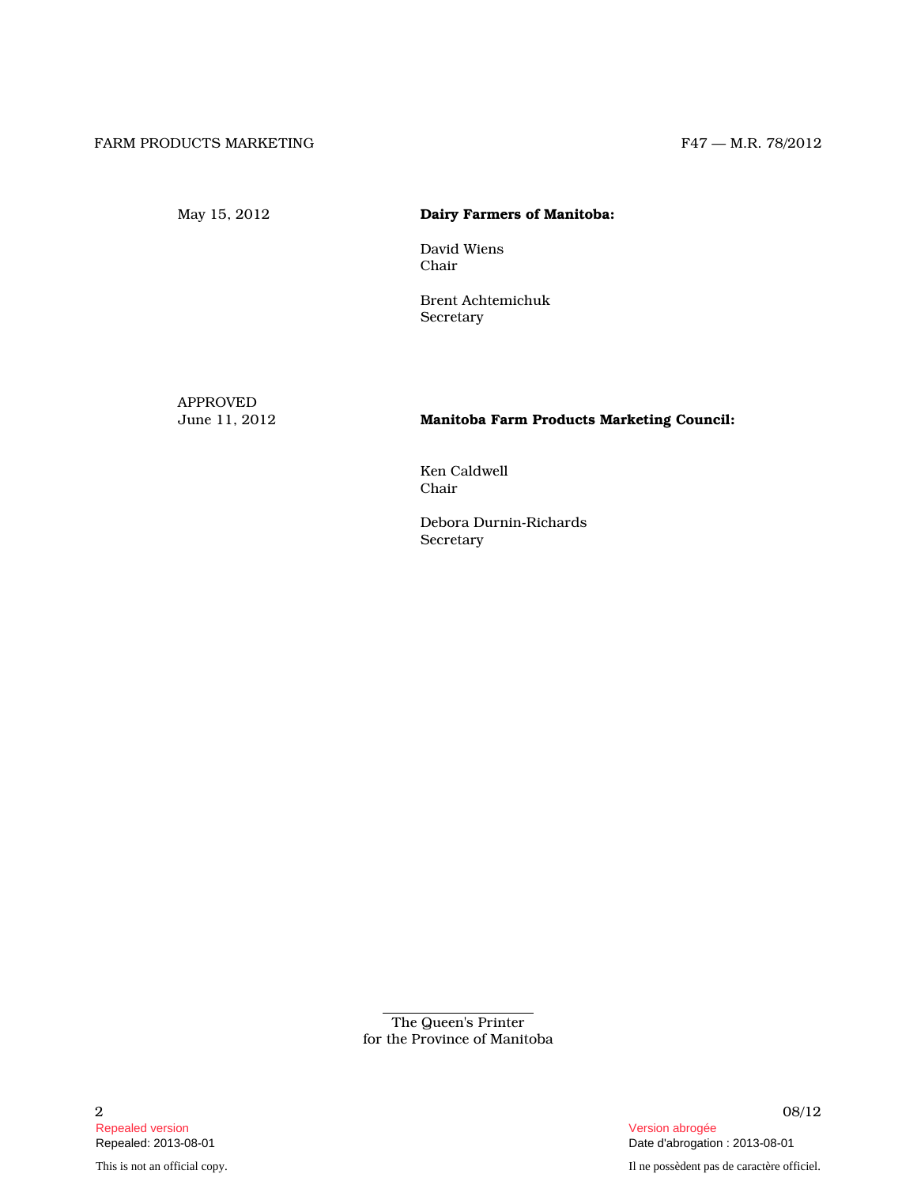May 15, 2012

**Dairy Farmers of Manitoba:**

David Wiens
Chair

Brent Achtemichuk
Secretary

APPROVED
June 11, 2012

**Manitoba Farm Products Marketing Council:**

Ken Caldwell
Chair

Debora Durnin-Richards
Secretary

The Queen's Printer
for the Province of Manitoba